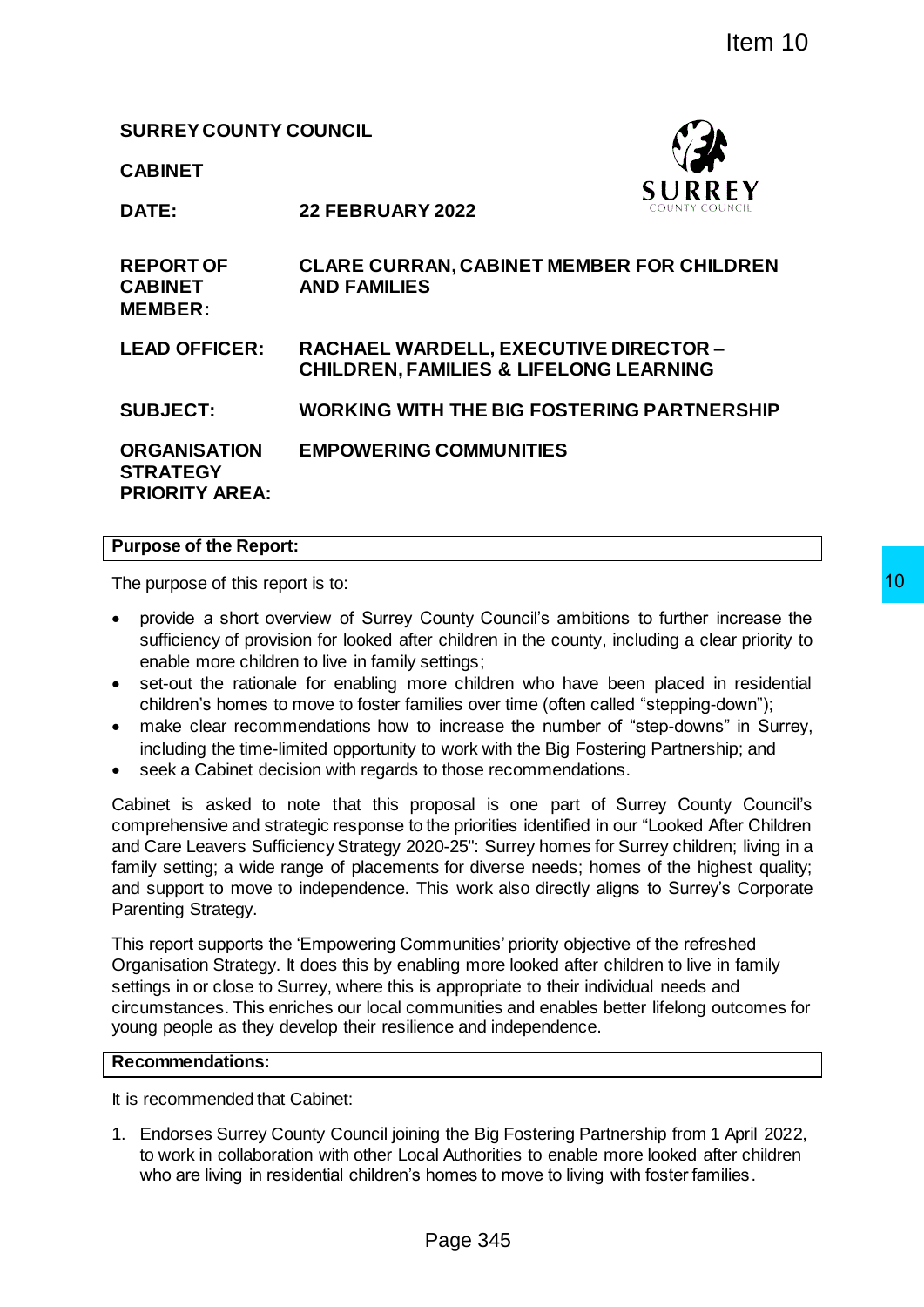Item 10

**SURREY COUNTY COUNCIL**

**CABINET**

| | |
|---|---|
| **DATE:** | **22 FEBRUARY 2022** |
| **REPORT OF CABINET MEMBER:** | **CLARE CURRAN, CABINET MEMBER FOR CHILDREN AND FAMILIES** |
| **LEAD OFFICER:** | **RACHAEL WARDELL, EXECUTIVE DIRECTOR – CHILDREN, FAMILIES & LIFELONG LEARNING** |
| **SUBJECT:** | **WORKING WITH THE BIG FOSTERING PARTNERSHIP** |
| **ORGANISATION STRATEGY PRIORITY AREA:** | **EMPOWERING COMMUNITIES** |

## Purpose of the Report:

The purpose of this report is to:

- provide a short overview of Surrey County Council's ambitions to further increase the sufficiency of provision for looked after children in the county, including a clear priority to enable more children to live in family settings;
- set-out the rationale for enabling more children who have been placed in residential children's homes to move to foster families over time (often called "stepping-down");
- make clear recommendations how to increase the number of "step-downs" in Surrey, including the time-limited opportunity to work with the Big Fostering Partnership; and
- seek a Cabinet decision with regards to those recommendations.

Cabinet is asked to note that this proposal is one part of Surrey County Council's comprehensive and strategic response to the priorities identified in our "Looked After Children and Care Leavers Sufficiency Strategy 2020-25": Surrey homes for Surrey children; living in a family setting; a wide range of placements for diverse needs; homes of the highest quality; and support to move to independence. This work also directly aligns to Surrey's Corporate Parenting Strategy.

This report supports the 'Empowering Communities' priority objective of the refreshed Organisation Strategy. It does this by enabling more looked after children to live in family settings in or close to Surrey, where this is appropriate to their individual needs and circumstances. This enriches our local communities and enables better lifelong outcomes for young people as they develop their resilience and independence.

## Recommendations:

It is recommended that Cabinet:

1. Endorses Surrey County Council joining the Big Fostering Partnership from 1 April 2022, to work in collaboration with other Local Authorities to enable more looked after children who are living in residential children's homes to move to living with foster families.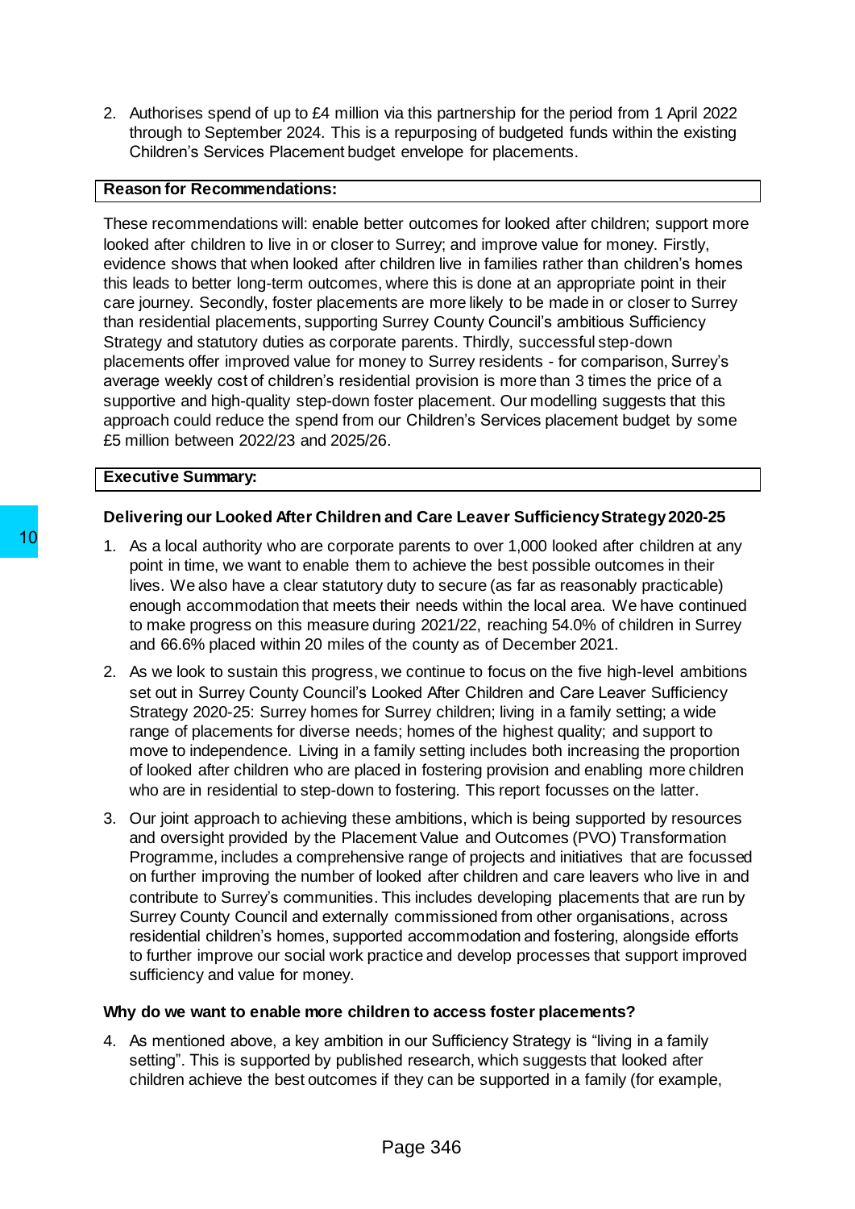2. Authorises spend of up to £4 million via this partnership for the period from 1 April 2022 through to September 2024. This is a repurposing of budgeted funds within the existing Children's Services Placement budget envelope for placements.

**Reason for Recommendations:**

These recommendations will: enable better outcomes for looked after children; support more looked after children to live in or closer to Surrey; and improve value for money. Firstly, evidence shows that when looked after children live in families rather than children's homes this leads to better long-term outcomes, where this is done at an appropriate point in their care journey. Secondly, foster placements are more likely to be made in or closer to Surrey than residential placements, supporting Surrey County Council's ambitious Sufficiency Strategy and statutory duties as corporate parents. Thirdly, successful step-down placements offer improved value for money to Surrey residents - for comparison, Surrey's average weekly cost of children's residential provision is more than 3 times the price of a supportive and high-quality step-down foster placement. Our modelling suggests that this approach could reduce the spend from our Children's Services placement budget by some £5 million between 2022/23 and 2025/26.

**Executive Summary:**

**Delivering our Looked After Children and Care Leaver Sufficiency Strategy 2020-25**

1. As a local authority who are corporate parents to over 1,000 looked after children at any point in time, we want to enable them to achieve the best possible outcomes in their lives. We also have a clear statutory duty to secure (as far as reasonably practicable) enough accommodation that meets their needs within the local area. We have continued to make progress on this measure during 2021/22, reaching 54.0% of children in Surrey and 66.6% placed within 20 miles of the county as of December 2021.

2. As we look to sustain this progress, we continue to focus on the five high-level ambitions set out in Surrey County Council's Looked After Children and Care Leaver Sufficiency Strategy 2020-25: Surrey homes for Surrey children; living in a family setting; a wide range of placements for diverse needs; homes of the highest quality; and support to move to independence. Living in a family setting includes both increasing the proportion of looked after children who are placed in fostering provision and enabling more children who are in residential to step-down to fostering. This report focusses on the latter.

3. Our joint approach to achieving these ambitions, which is being supported by resources and oversight provided by the Placement Value and Outcomes (PVO) Transformation Programme, includes a comprehensive range of projects and initiatives that are focussed on further improving the number of looked after children and care leavers who live in and contribute to Surrey's communities. This includes developing placements that are run by Surrey County Council and externally commissioned from other organisations, across residential children's homes, supported accommodation and fostering, alongside efforts to further improve our social work practice and develop processes that support improved sufficiency and value for money.

**Why do we want to enable more children to access foster placements?**

4. As mentioned above, a key ambition in our Sufficiency Strategy is "living in a family setting". This is supported by published research, which suggests that looked after children achieve the best outcomes if they can be supported in a family (for example,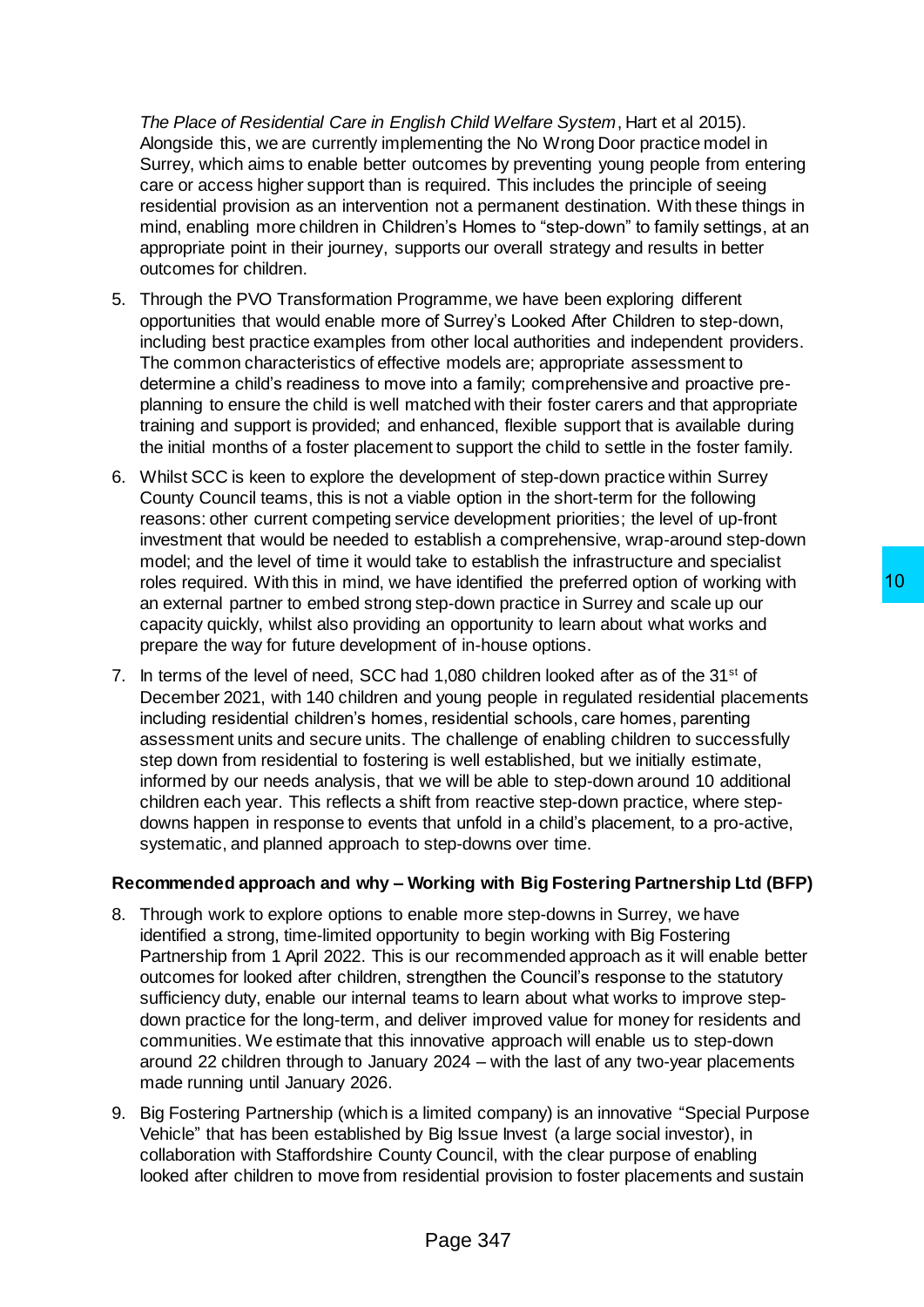*The Place of Residential Care in English Child Welfare System*, Hart et al 2015). Alongside this, we are currently implementing the No Wrong Door practice model in Surrey, which aims to enable better outcomes by preventing young people from entering care or access higher support than is required. This includes the principle of seeing residential provision as an intervention not a permanent destination. With these things in mind, enabling more children in Children's Homes to "step-down" to family settings, at an appropriate point in their journey, supports our overall strategy and results in better outcomes for children.

5. Through the PVO Transformation Programme, we have been exploring different opportunities that would enable more of Surrey's Looked After Children to step-down, including best practice examples from other local authorities and independent providers. The common characteristics of effective models are; appropriate assessment to determine a child's readiness to move into a family; comprehensive and proactive pre-planning to ensure the child is well matched with their foster carers and that appropriate training and support is provided; and enhanced, flexible support that is available during the initial months of a foster placement to support the child to settle in the foster family.

6. Whilst SCC is keen to explore the development of step-down practice within Surrey County Council teams, this is not a viable option in the short-term for the following reasons: other current competing service development priorities; the level of up-front investment that would be needed to establish a comprehensive, wrap-around step-down model; and the level of time it would take to establish the infrastructure and specialist roles required. With this in mind, we have identified the preferred option of working with an external partner to embed strong step-down practice in Surrey and scale up our capacity quickly, whilst also providing an opportunity to learn about what works and prepare the way for future development of in-house options.

7. In terms of the level of need, SCC had 1,080 children looked after as of the 31st of December 2021, with 140 children and young people in regulated residential placements including residential children's homes, residential schools, care homes, parenting assessment units and secure units. The challenge of enabling children to successfully step down from residential to fostering is well established, but we initially estimate, informed by our needs analysis, that we will be able to step-down around 10 additional children each year. This reflects a shift from reactive step-down practice, where step-downs happen in response to events that unfold in a child's placement, to a pro-active, systematic, and planned approach to step-downs over time.

**Recommended approach and why – Working with Big Fostering Partnership Ltd (BFP)**

8. Through work to explore options to enable more step-downs in Surrey, we have identified a strong, time-limited opportunity to begin working with Big Fostering Partnership from 1 April 2022. This is our recommended approach as it will enable better outcomes for looked after children, strengthen the Council's response to the statutory sufficiency duty, enable our internal teams to learn about what works to improve step-down practice for the long-term, and deliver improved value for money for residents and communities. We estimate that this innovative approach will enable us to step-down around 22 children through to January 2024 – with the last of any two-year placements made running until January 2026.

9. Big Fostering Partnership (which is a limited company) is an innovative "Special Purpose Vehicle" that has been established by Big Issue Invest (a large social investor), in collaboration with Staffordshire County Council, with the clear purpose of enabling looked after children to move from residential provision to foster placements and sustain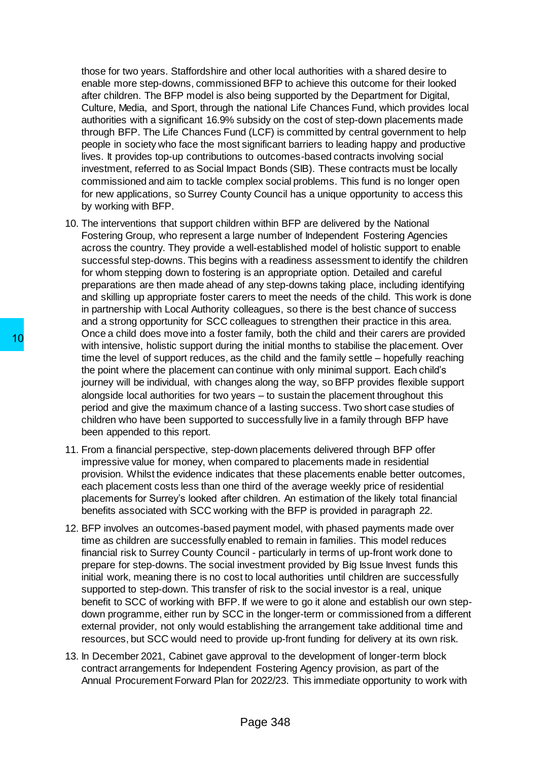those for two years. Staffordshire and other local authorities with a shared desire to enable more step-downs, commissioned BFP to achieve this outcome for their looked after children. The BFP model is also being supported by the Department for Digital, Culture, Media, and Sport, through the national Life Chances Fund, which provides local authorities with a significant 16.9% subsidy on the cost of step-down placements made through BFP. The Life Chances Fund (LCF) is committed by central government to help people in society who face the most significant barriers to leading happy and productive lives. It provides top-up contributions to outcomes-based contracts involving social investment, referred to as Social Impact Bonds (SIB). These contracts must be locally commissioned and aim to tackle complex social problems. This fund is no longer open for new applications, so Surrey County Council has a unique opportunity to access this by working with BFP.

10. The interventions that support children within BFP are delivered by the National Fostering Group, who represent a large number of Independent Fostering Agencies across the country. They provide a well-established model of holistic support to enable successful step-downs. This begins with a readiness assessment to identify the children for whom stepping down to fostering is an appropriate option. Detailed and careful preparations are then made ahead of any step-downs taking place, including identifying and skilling up appropriate foster carers to meet the needs of the child. This work is done in partnership with Local Authority colleagues, so there is the best chance of success and a strong opportunity for SCC colleagues to strengthen their practice in this area. Once a child does move into a foster family, both the child and their carers are provided with intensive, holistic support during the initial months to stabilise the placement. Over time the level of support reduces, as the child and the family settle – hopefully reaching the point where the placement can continue with only minimal support. Each child's journey will be individual, with changes along the way, so BFP provides flexible support alongside local authorities for two years – to sustain the placement throughout this period and give the maximum chance of a lasting success. Two short case studies of children who have been supported to successfully live in a family through BFP have been appended to this report.

11. From a financial perspective, step-down placements delivered through BFP offer impressive value for money, when compared to placements made in residential provision. Whilst the evidence indicates that these placements enable better outcomes, each placement costs less than one third of the average weekly price of residential placements for Surrey's looked after children. An estimation of the likely total financial benefits associated with SCC working with the BFP is provided in paragraph 22.

12. BFP involves an outcomes-based payment model, with phased payments made over time as children are successfully enabled to remain in families. This model reduces financial risk to Surrey County Council - particularly in terms of up-front work done to prepare for step-downs. The social investment provided by Big Issue Invest funds this initial work, meaning there is no cost to local authorities until children are successfully supported to step-down. This transfer of risk to the social investor is a real, unique benefit to SCC of working with BFP. If we were to go it alone and establish our own step-down programme, either run by SCC in the longer-term or commissioned from a different external provider, not only would establishing the arrangement take additional time and resources, but SCC would need to provide up-front funding for delivery at its own risk.

13. In December 2021, Cabinet gave approval to the development of longer-term block contract arrangements for Independent Fostering Agency provision, as part of the Annual Procurement Forward Plan for 2022/23. This immediate opportunity to work with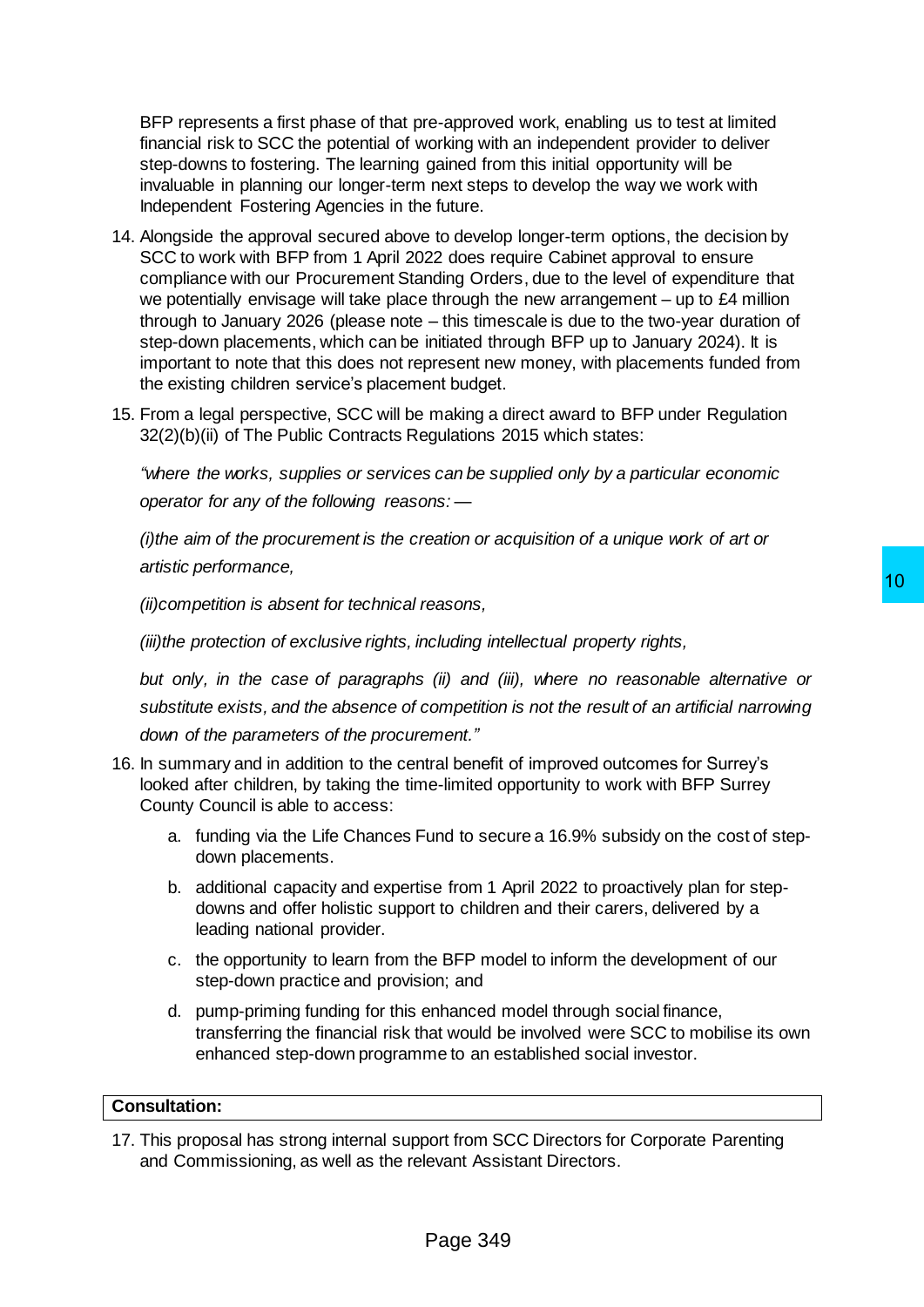BFP represents a first phase of that pre-approved work, enabling us to test at limited financial risk to SCC the potential of working with an independent provider to deliver step-downs to fostering. The learning gained from this initial opportunity will be invaluable in planning our longer-term next steps to develop the way we work with Independent Fostering Agencies in the future.

14. Alongside the approval secured above to develop longer-term options, the decision by SCC to work with BFP from 1 April 2022 does require Cabinet approval to ensure compliance with our Procurement Standing Orders, due to the level of expenditure that we potentially envisage will take place through the new arrangement – up to £4 million through to January 2026 (please note – this timescale is due to the two-year duration of step-down placements, which can be initiated through BFP up to January 2024). It is important to note that this does not represent new money, with placements funded from the existing children service's placement budget.

15. From a legal perspective, SCC will be making a direct award to BFP under Regulation 32(2)(b)(ii) of The Public Contracts Regulations 2015 which states:

    *"where the works, supplies or services can be supplied only by a particular economic operator for any of the following reasons: —*

    *(i)the aim of the procurement is the creation or acquisition of a unique work of art or artistic performance,*

    *(ii)competition is absent for technical reasons,*

    *(iii)the protection of exclusive rights, including intellectual property rights,*

    *but only, in the case of paragraphs (ii) and (iii), where no reasonable alternative or substitute exists, and the absence of competition is not the result of an artificial narrowing down of the parameters of the procurement."*

16. In summary and in addition to the central benefit of improved outcomes for Surrey's looked after children, by taking the time-limited opportunity to work with BFP Surrey County Council is able to access:

    a. funding via the Life Chances Fund to secure a 16.9% subsidy on the cost of step-down placements.

    b. additional capacity and expertise from 1 April 2022 to proactively plan for step-downs and offer holistic support to children and their carers, delivered by a leading national provider.

    c. the opportunity to learn from the BFP model to inform the development of our step-down practice and provision; and

    d. pump-priming funding for this enhanced model through social finance, transferring the financial risk that would be involved were SCC to mobilise its own enhanced step-down programme to an established social investor.

**Consultation:**

17. This proposal has strong internal support from SCC Directors for Corporate Parenting and Commissioning, as well as the relevant Assistant Directors.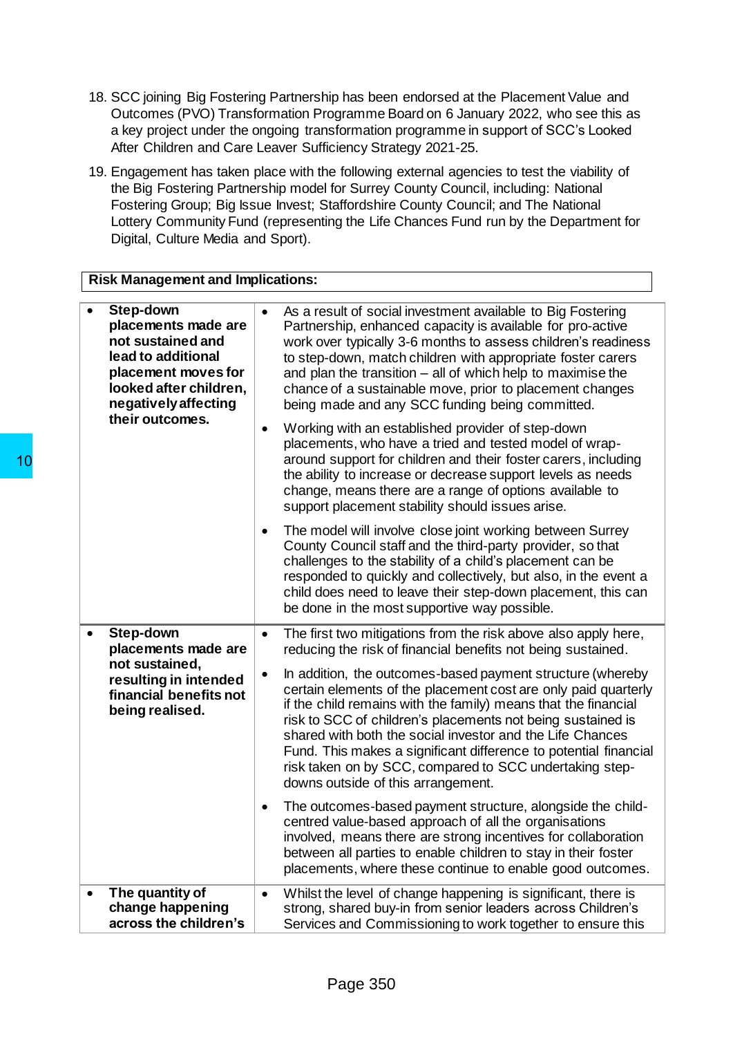18. SCC joining Big Fostering Partnership has been endorsed at the Placement Value and Outcomes (PVO) Transformation Programme Board on 6 January 2022, who see this as a key project under the ongoing transformation programme in support of SCC's Looked After Children and Care Leaver Sufficiency Strategy 2021-25.

19. Engagement has taken place with the following external agencies to test the viability of the Big Fostering Partnership model for Surrey County Council, including: National Fostering Group; Big Issue Invest; Staffordshire County Council; and The National Lottery Community Fund (representing the Life Chances Fund run by the Department for Digital, Culture Media and Sport).

**Risk Management and Implications:**

| Risk | Mitigation |
|---|---|
| • **Step-down placements made are not sustained and lead to additional placement moves for looked after children, negatively affecting their outcomes.** | • As a result of social investment available to Big Fostering Partnership, enhanced capacity is available for pro-active work over typically 3-6 months to assess children's readiness to step-down, match children with appropriate foster carers and plan the transition – all of which help to maximise the chance of a sustainable move, prior to placement changes being made and any SCC funding being committed.<br><br>• Working with an established provider of step-down placements, who have a tried and tested model of wrap-around support for children and their foster carers, including the ability to increase or decrease support levels as needs change, means there are a range of options available to support placement stability should issues arise.<br><br>• The model will involve close joint working between Surrey County Council staff and the third-party provider, so that challenges to the stability of a child's placement can be responded to quickly and collectively, but also, in the event a child does need to leave their step-down placement, this can be done in the most supportive way possible. |
| • **Step-down placements made are not sustained, resulting in intended financial benefits not being realised.** | • The first two mitigations from the risk above also apply here, reducing the risk of financial benefits not being sustained.<br><br>• In addition, the outcomes-based payment structure (whereby certain elements of the placement cost are only paid quarterly if the child remains with the family) means that the financial risk to SCC of children's placements not being sustained is shared with both the social investor and the Life Chances Fund. This makes a significant difference to potential financial risk taken on by SCC, compared to SCC undertaking step-downs outside of this arrangement.<br><br>• The outcomes-based payment structure, alongside the child-centred value-based approach of all the organisations involved, means there are strong incentives for collaboration between all parties to enable children to stay in their foster placements, where these continue to enable good outcomes. |
| • **The quantity of change happening across the children's** | • Whilst the level of change happening is significant, there is strong, shared buy-in from senior leaders across Children's Services and Commissioning to work together to ensure this |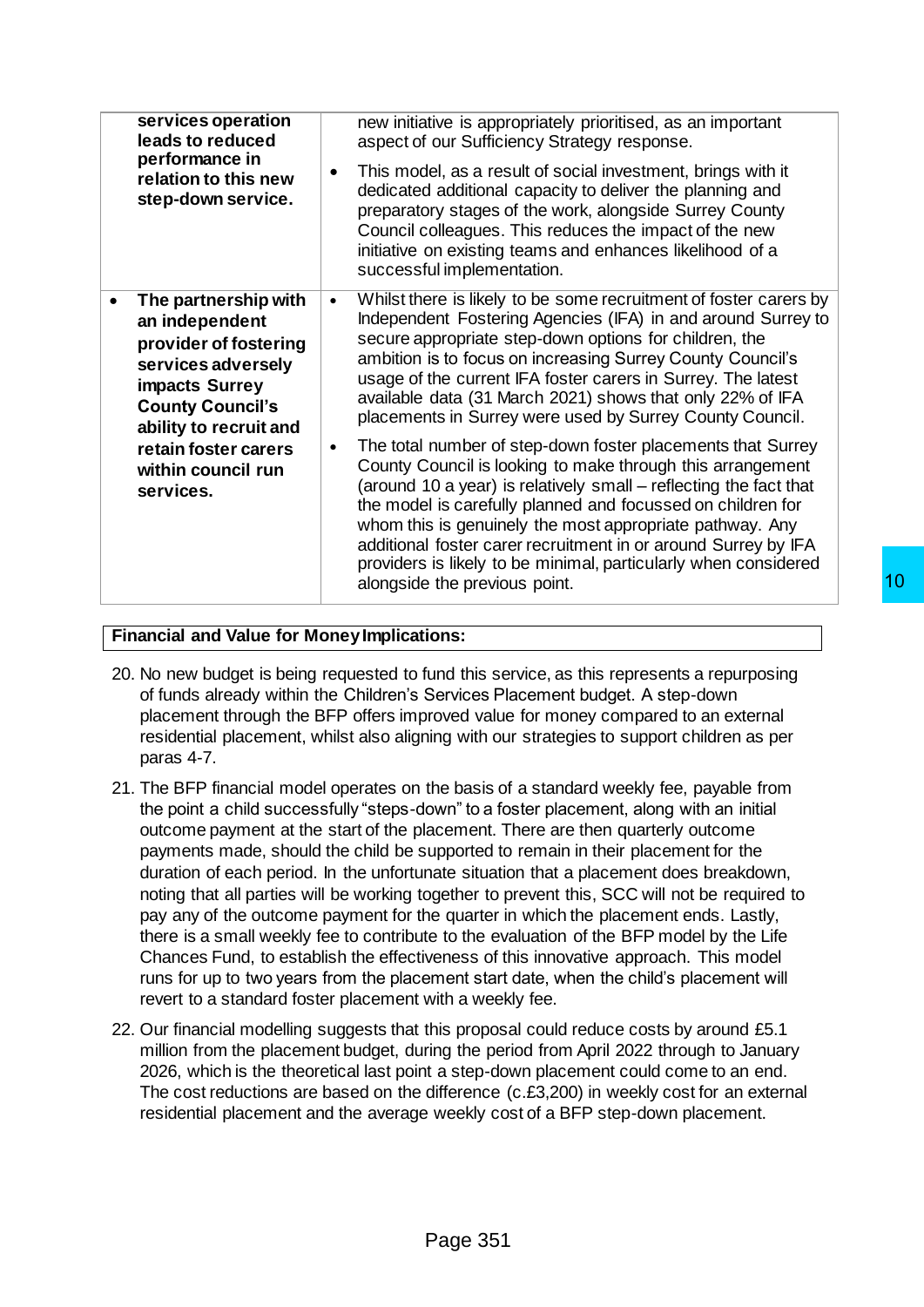| | |
|---|---|
| **services operation leads to reduced performance in relation to this new step-down service.** | new initiative is appropriately prioritised, as an important aspect of our Sufficiency Strategy response.<br>• This model, as a result of social investment, brings with it dedicated additional capacity to deliver the planning and preparatory stages of the work, alongside Surrey County Council colleagues. This reduces the impact of the new initiative on existing teams and enhances likelihood of a successful implementation. |
| • **The partnership with an independent provider of fostering services adversely impacts Surrey County Council's ability to recruit and retain foster carers within council run services.** | • Whilst there is likely to be some recruitment of foster carers by Independent Fostering Agencies (IFA) in and around Surrey to secure appropriate step-down options for children, the ambition is to focus on increasing Surrey County Council's usage of the current IFA foster carers in Surrey. The latest available data (31 March 2021) shows that only 22% of IFA placements in Surrey were used by Surrey County Council.<br>• The total number of step-down foster placements that Surrey County Council is looking to make through this arrangement (around 10 a year) is relatively small – reflecting the fact that the model is carefully planned and focussed on children for whom this is genuinely the most appropriate pathway. Any additional foster carer recruitment in or around Surrey by IFA providers is likely to be minimal, particularly when considered alongside the previous point. |

**Financial and Value for Money Implications:**

20. No new budget is being requested to fund this service, as this represents a repurposing of funds already within the Children's Services Placement budget. A step-down placement through the BFP offers improved value for money compared to an external residential placement, whilst also aligning with our strategies to support children as per paras 4-7.

21. The BFP financial model operates on the basis of a standard weekly fee, payable from the point a child successfully "steps-down" to a foster placement, along with an initial outcome payment at the start of the placement. There are then quarterly outcome payments made, should the child be supported to remain in their placement for the duration of each period. In the unfortunate situation that a placement does breakdown, noting that all parties will be working together to prevent this, SCC will not be required to pay any of the outcome payment for the quarter in which the placement ends. Lastly, there is a small weekly fee to contribute to the evaluation of the BFP model by the Life Chances Fund, to establish the effectiveness of this innovative approach. This model runs for up to two years from the placement start date, when the child's placement will revert to a standard foster placement with a weekly fee.

22. Our financial modelling suggests that this proposal could reduce costs by around £5.1 million from the placement budget, during the period from April 2022 through to January 2026, which is the theoretical last point a step-down placement could come to an end. The cost reductions are based on the difference (c.£3,200) in weekly cost for an external residential placement and the average weekly cost of a BFP step-down placement.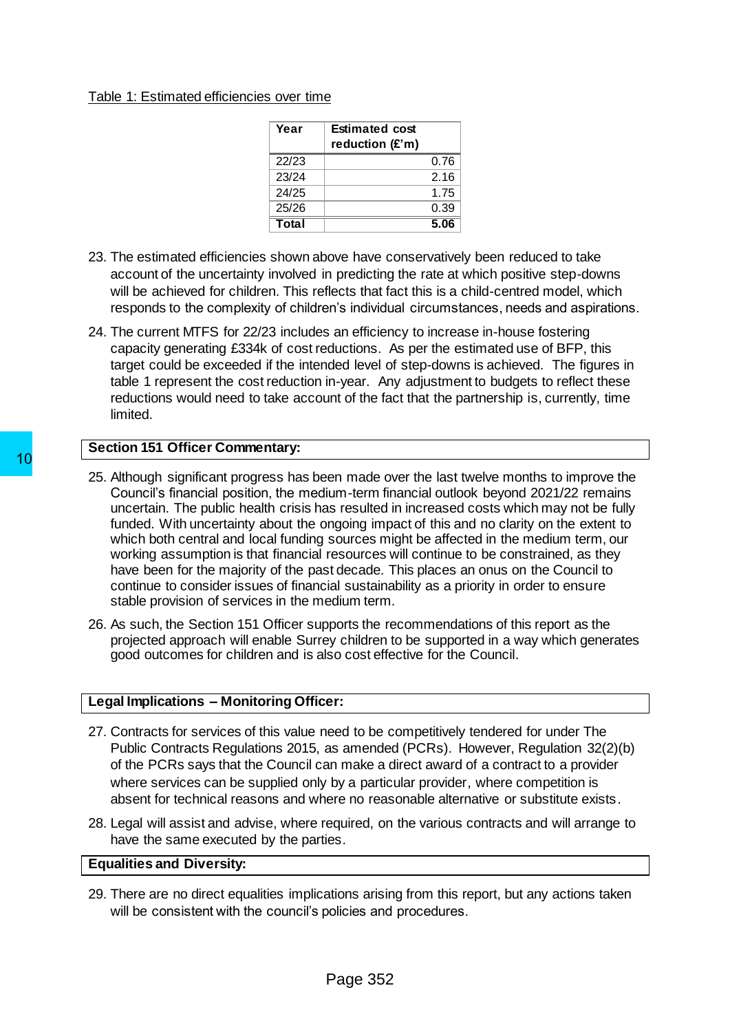Table 1: Estimated efficiencies over time

| Year | Estimated cost reduction (£'m) |
|---|---|
| 22/23 | 0.76 |
| 23/24 | 2.16 |
| 24/25 | 1.75 |
| 25/26 | 0.39 |
| **Total** | **5.06** |

23. The estimated efficiencies shown above have conservatively been reduced to take account of the uncertainty involved in predicting the rate at which positive step-downs will be achieved for children. This reflects that fact this is a child-centred model, which responds to the complexity of children's individual circumstances, needs and aspirations.

24. The current MTFS for 22/23 includes an efficiency to increase in-house fostering capacity generating £334k of cost reductions. As per the estimated use of BFP, this target could be exceeded if the intended level of step-downs is achieved. The figures in table 1 represent the cost reduction in-year. Any adjustment to budgets to reflect these reductions would need to take account of the fact that the partnership is, currently, time limited.

## Section 151 Officer Commentary:

25. Although significant progress has been made over the last twelve months to improve the Council's financial position, the medium-term financial outlook beyond 2021/22 remains uncertain. The public health crisis has resulted in increased costs which may not be fully funded. With uncertainty about the ongoing impact of this and no clarity on the extent to which both central and local funding sources might be affected in the medium term, our working assumption is that financial resources will continue to be constrained, as they have been for the majority of the past decade. This places an onus on the Council to continue to consider issues of financial sustainability as a priority in order to ensure stable provision of services in the medium term.

26. As such, the Section 151 Officer supports the recommendations of this report as the projected approach will enable Surrey children to be supported in a way which generates good outcomes for children and is also cost effective for the Council.

## Legal Implications – Monitoring Officer:

27. Contracts for services of this value need to be competitively tendered for under The Public Contracts Regulations 2015, as amended (PCRs). However, Regulation 32(2)(b) of the PCRs says that the Council can make a direct award of a contract to a provider where services can be supplied only by a particular provider, where competition is absent for technical reasons and where no reasonable alternative or substitute exists.

28. Legal will assist and advise, where required, on the various contracts and will arrange to have the same executed by the parties.

## Equalities and Diversity:

29. There are no direct equalities implications arising from this report, but any actions taken will be consistent with the council's policies and procedures.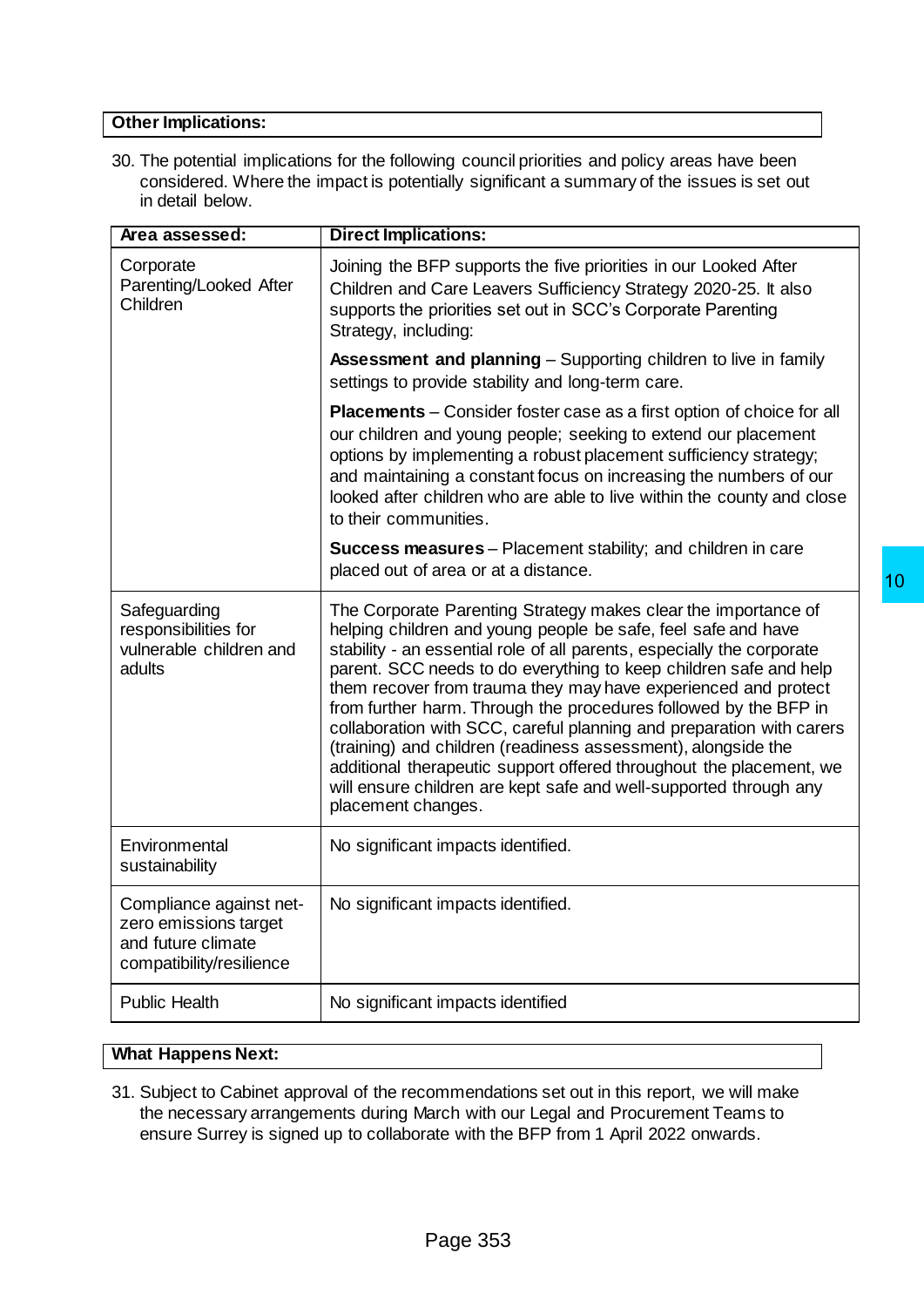**Other Implications:**

30. The potential implications for the following council priorities and policy areas have been considered. Where the impact is potentially significant a summary of the issues is set out in detail below.

| Area assessed: | Direct Implications: |
| --- | --- |
| Corporate Parenting/Looked After Children | Joining the BFP supports the five priorities in our Looked After Children and Care Leavers Sufficiency Strategy 2020-25. It also supports the priorities set out in SCC's Corporate Parenting Strategy, including:<br><br>**Assessment and planning** – Supporting children to live in family settings to provide stability and long-term care.<br><br>**Placements** – Consider foster case as a first option of choice for all our children and young people; seeking to extend our placement options by implementing a robust placement sufficiency strategy; and maintaining a constant focus on increasing the numbers of our looked after children who are able to live within the county and close to their communities.<br><br>**Success measures** – Placement stability; and children in care placed out of area or at a distance. |
| Safeguarding responsibilities for vulnerable children and adults | The Corporate Parenting Strategy makes clear the importance of helping children and young people be safe, feel safe and have stability - an essential role of all parents, especially the corporate parent. SCC needs to do everything to keep children safe and help them recover from trauma they may have experienced and protect from further harm. Through the procedures followed by the BFP in collaboration with SCC, careful planning and preparation with carers (training) and children (readiness assessment), alongside the additional therapeutic support offered throughout the placement, we will ensure children are kept safe and well-supported through any placement changes. |
| Environmental sustainability | No significant impacts identified. |
| Compliance against net-zero emissions target and future climate compatibility/resilience | No significant impacts identified. |
| Public Health | No significant impacts identified |

**What Happens Next:**

31. Subject to Cabinet approval of the recommendations set out in this report, we will make the necessary arrangements during March with our Legal and Procurement Teams to ensure Surrey is signed up to collaborate with the BFP from 1 April 2022 onwards.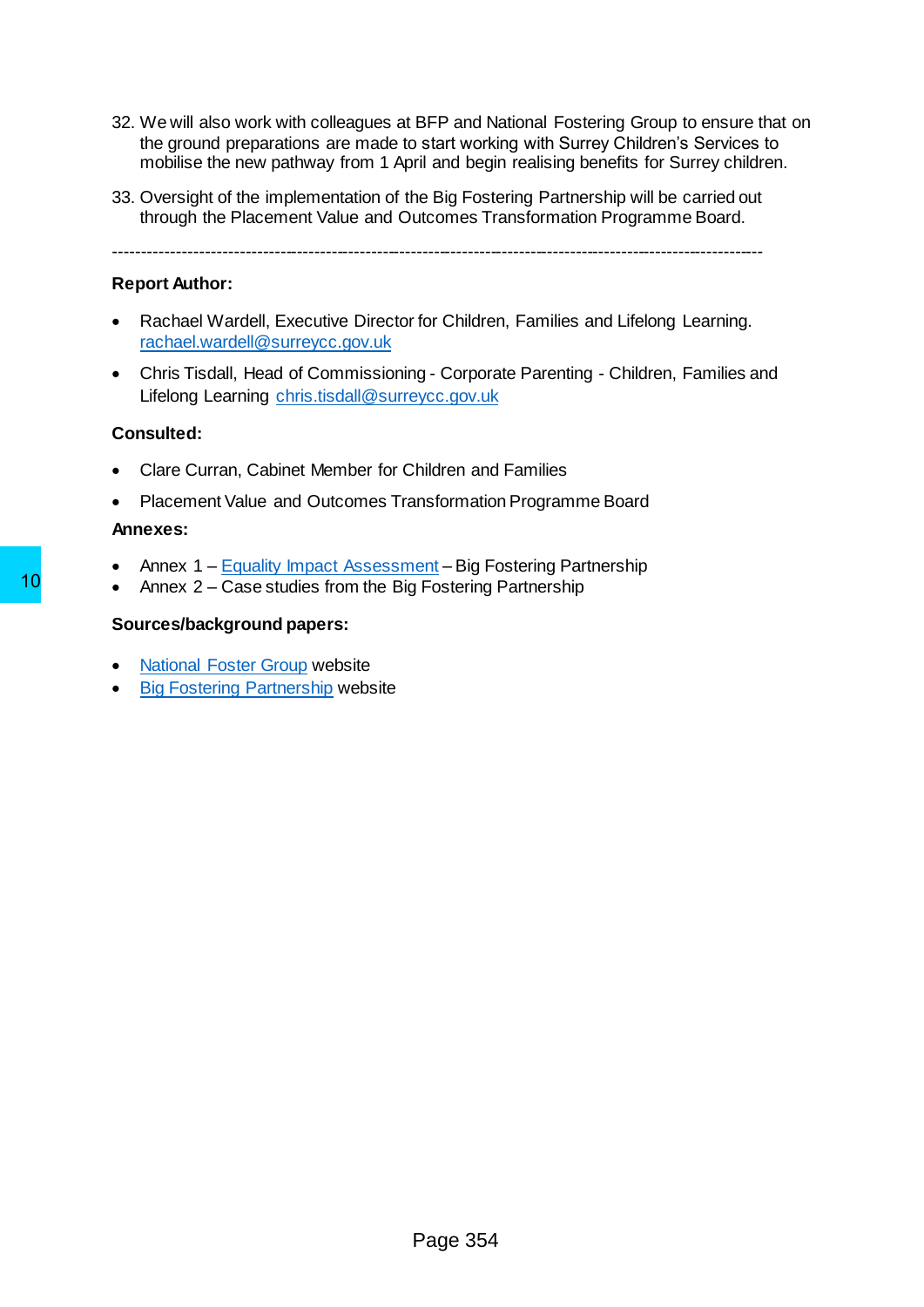32. We will also work with colleagues at BFP and National Fostering Group to ensure that on the ground preparations are made to start working with Surrey Children's Services to mobilise the new pathway from 1 April and begin realising benefits for Surrey children.

33. Oversight of the implementation of the Big Fostering Partnership will be carried out through the Placement Value and Outcomes Transformation Programme Board.

---

**Report Author:**

- Rachael Wardell, Executive Director for Children, Families and Lifelong Learning. rachael.wardell@surreycc.gov.uk
- Chris Tisdall, Head of Commissioning - Corporate Parenting - Children, Families and Lifelong Learning chris.tisdall@surreycc.gov.uk

**Consulted:**

- Clare Curran, Cabinet Member for Children and Families
- Placement Value and Outcomes Transformation Programme Board

**Annexes:**

- Annex 1 – Equality Impact Assessment – Big Fostering Partnership
- Annex 2 – Case studies from the Big Fostering Partnership

**Sources/background papers:**

- National Foster Group website
- Big Fostering Partnership website